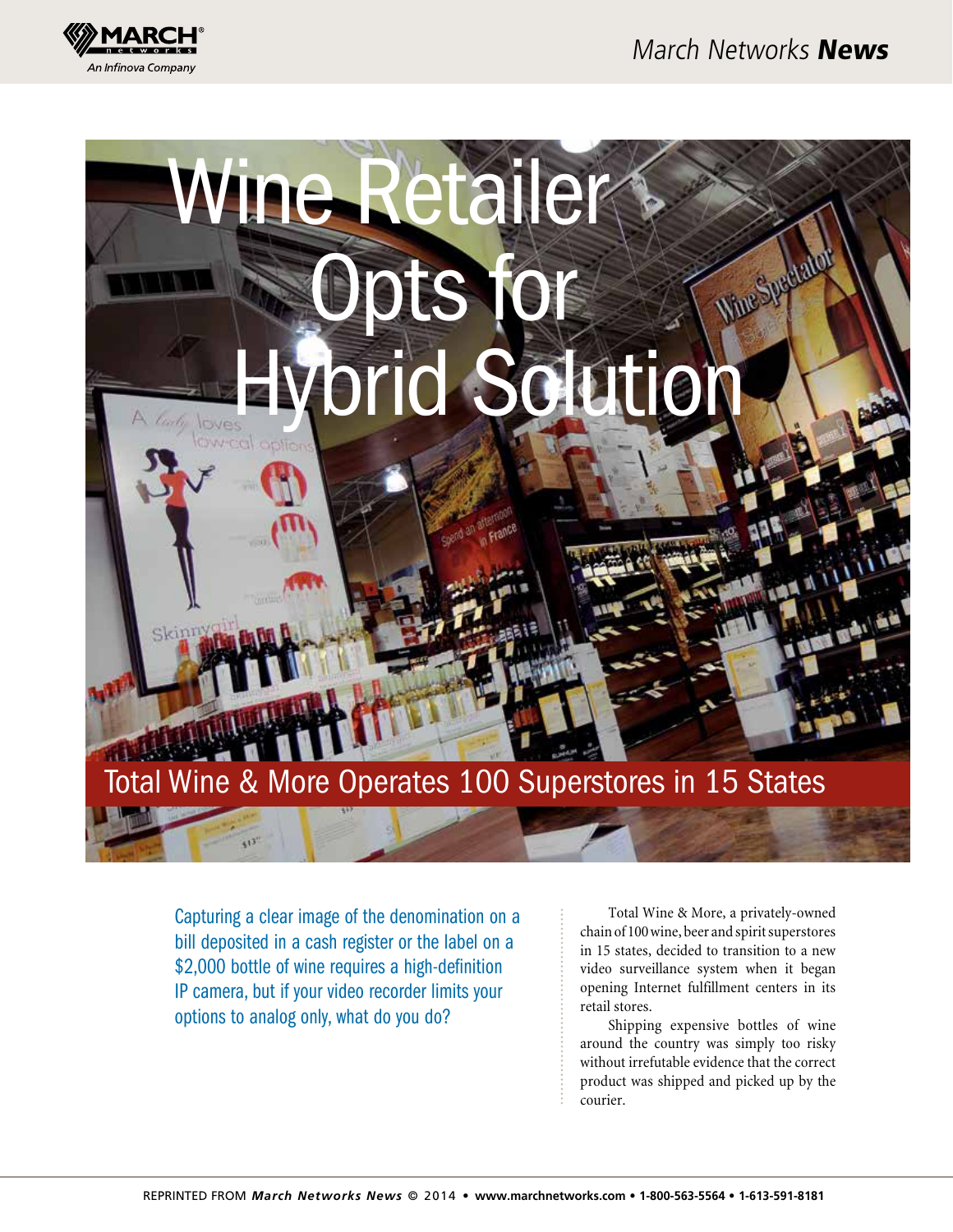# Wine Retailer Opts for Hybrid Solution

## Total Wine & More Operates 100 Superstores in 15 States

Capturing a clear image of the denomination on a bill deposited in a cash register or the label on a $2,000 bottle of wine requires a high-definition IP camera, but if your video recorder limits your options to analog only, what do you do?

Total Wine & More, a privately-owned chain of 100 wine, beer and spirit superstores in 15 states, decided to transition to a new video surveillance system when it began opening Internet fulfillment centers in its retail stores.

Shipping expensive bottles of wine around the country was simply too risky without irrefutable evidence that the correct product was shipped and picked up by the courier.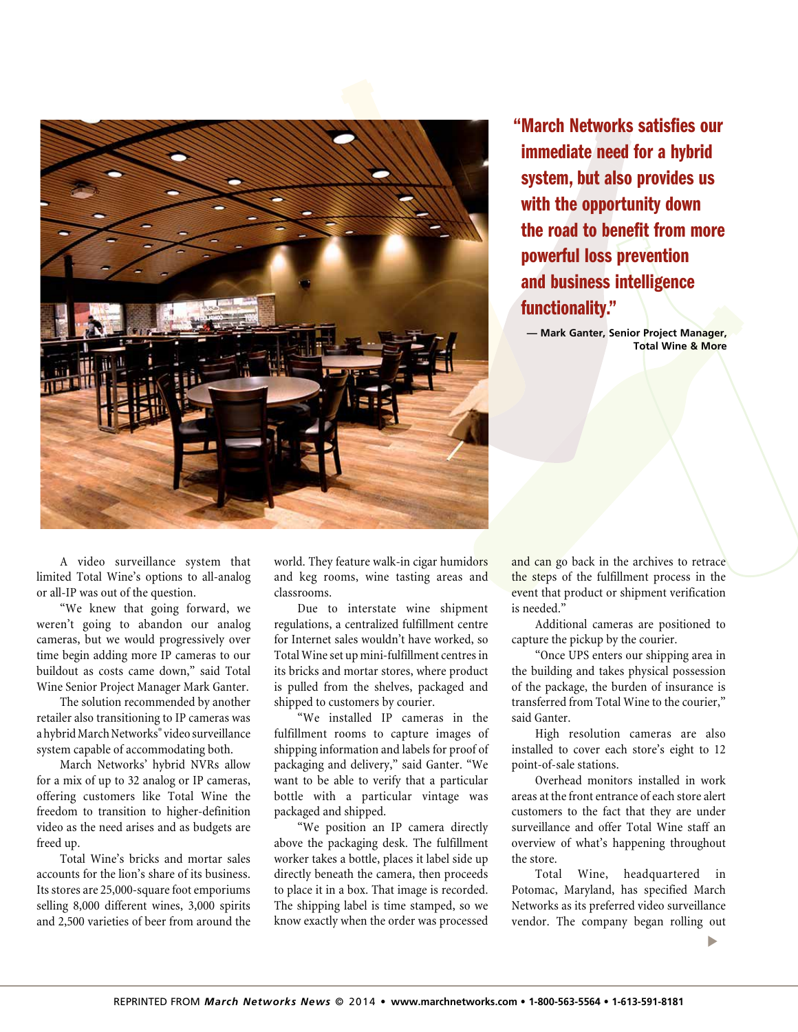> **"March Networks satisfies our immediate need for a hybrid system, but also provides us with the opportunity down the road to benefit from more powerful loss prevention and business intelligence functionality."**
>
> **— Mark Ganter, Senior Project Manager, Total Wine & More**

A video surveillance system that limited Total Wine's options to all-analog or all-IP was out of the question.

"We knew that going forward, we weren't going to abandon our analog cameras, but we would progressively over time begin adding more IP cameras to our buildout as costs came down," said Total Wine Senior Project Manager Mark Ganter.

The solution recommended by another retailer also transitioning to IP cameras was a hybrid March Networks® video surveillance system capable of accommodating both.

March Networks' hybrid NVRs allow for a mix of up to 32 analog or IP cameras, offering customers like Total Wine the freedom to transition to higher-definition video as the need arises and as budgets are freed up.

Total Wine's bricks and mortar sales accounts for the lion's share of its business. Its stores are 25,000-square foot emporiums selling 8,000 different wines, 3,000 spirits and 2,500 varieties of beer from around the world. They feature walk-in cigar humidors and keg rooms, wine tasting areas and classrooms.

Due to interstate wine shipment regulations, a centralized fulfillment centre for Internet sales wouldn't have worked, so Total Wine set up mini-fulfillment centres in its bricks and mortar stores, where product is pulled from the shelves, packaged and shipped to customers by courier.

"We installed IP cameras in the fulfillment rooms to capture images of shipping information and labels for proof of packaging and delivery," said Ganter. "We want to be able to verify that a particular bottle with a particular vintage was packaged and shipped.

"We position an IP camera directly above the packaging desk. The fulfillment worker takes a bottle, places it label side up directly beneath the camera, then proceeds to place it in a box. That image is recorded. The shipping label is time stamped, so we know exactly when the order was processed and can go back in the archives to retrace the steps of the fulfillment process in the event that product or shipment verification is needed."

Additional cameras are positioned to capture the pickup by the courier.

"Once UPS enters our shipping area in the building and takes physical possession of the package, the burden of insurance is transferred from Total Wine to the courier," said Ganter.

High resolution cameras are also installed to cover each store's eight to 12 point-of-sale stations.

Overhead monitors installed in work areas at the front entrance of each store alert customers to the fact that they are under surveillance and offer Total Wine staff an overview of what's happening throughout the store.

Total Wine, headquartered in Potomac, Maryland, has specified March Networks as its preferred video surveillance vendor. The company began rolling out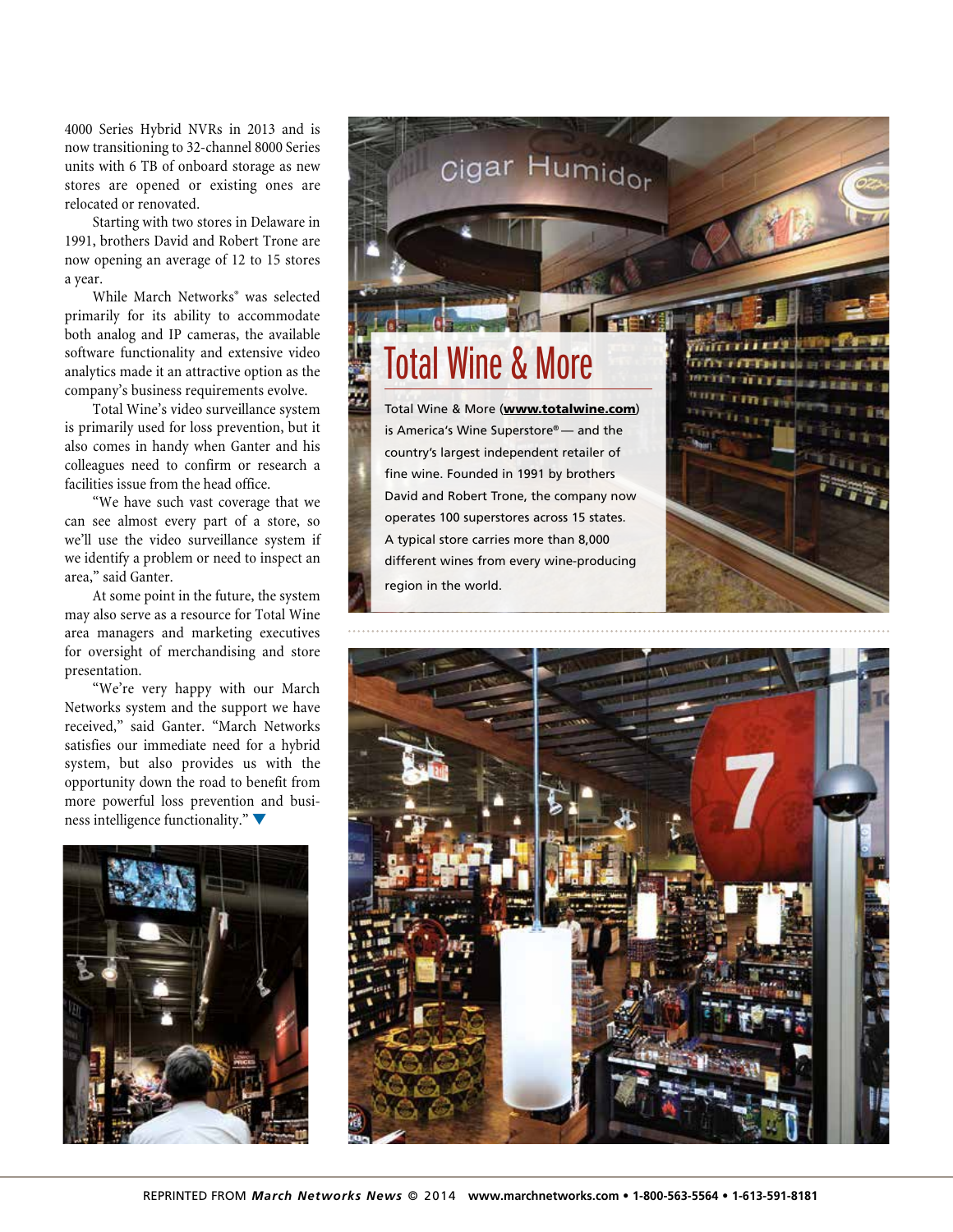4000 Series Hybrid NVRs in 2013 and is now transitioning to 32-channel 8000 Series units with 6 TB of onboard storage as new stores are opened or existing ones are relocated or renovated.

Starting with two stores in Delaware in 1991, brothers David and Robert Trone are now opening an average of 12 to 15 stores a year.

While March Networks® was selected primarily for its ability to accommodate both analog and IP cameras, the available software functionality and extensive video analytics made it an attractive option as the company's business requirements evolve.

Total Wine's video surveillance system is primarily used for loss prevention, but it also comes in handy when Ganter and his colleagues need to confirm or research a facilities issue from the head office.

"We have such vast coverage that we can see almost every part of a store, so we'll use the video surveillance system if we identify a problem or need to inspect an area," said Ganter.

At some point in the future, the system may also serve as a resource for Total Wine area managers and marketing executives for oversight of merchandising and store presentation.

"We're very happy with our March Networks system and the support we have received," said Ganter. "March Networks satisfies our immediate need for a hybrid system, but also provides us with the opportunity down the road to benefit from more powerful loss prevention and business intelligence functionality." ▼

## Total Wine & More

Total Wine & More (**www.totalwine.com**) is America's Wine Superstore® — and the country's largest independent retailer of fine wine. Founded in 1991 by brothers David and Robert Trone, the company now operates 100 superstores across 15 states. A typical store carries more than 8,000 different wines from every wine-producing region in the world.

REPRINTED FROM ***March Networks News*** © 2014 **www.marchnetworks.com • 1-800-563-5564 • 1-613-591-8181**